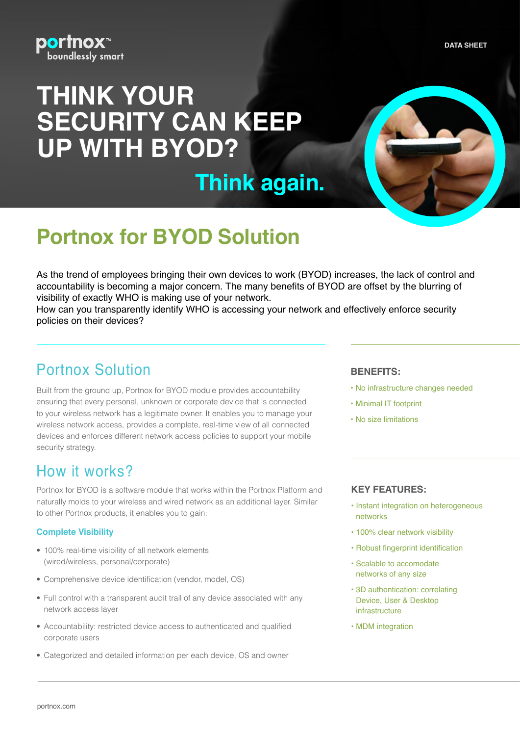portnox™
boundlessly smart

DATA SHEET

# THINK YOUR SECURITY CAN KEEP UP WITH BYOD?

**Think again.**

# Portnox for BYOD Solution

As the trend of employees bringing their own devices to work (BYOD) increases, the lack of control and accountability is becoming a major concern. The many benefits of BYOD are offset by the blurring of visibility of exactly WHO is making use of your network.
How can you transparently identify WHO is accessing your network and effectively enforce security policies on their devices?

## Portnox Solution

Built from the ground up, Portnox for BYOD module provides accountability ensuring that every personal, unknown or corporate device that is connected to your wireless network has a legitimate owner. It enables you to manage your wireless network access, provides a complete, real-time view of all connected devices and enforces different network access policies to support your mobile security strategy.

## How it works?

Portnox for BYOD is a software module that works within the Portnox Platform and naturally molds to your wireless and wired network as an additional layer. Similar to other Portnox products, it enables you to gain:

### Complete Visibility

- 100% real-time visibility of all network elements (wired/wireless, personal/corporate)
- Comprehensive device identification (vendor, model, OS)
- Full control with a transparent audit trail of any device associated with any network access layer
- Accountability: restricted device access to authenticated and qualified corporate users
- Categorized and detailed information per each device, OS and owner

### BENEFITS:

- No infrastructure changes needed
- Minimal IT footprint
- No size limitations

### KEY FEATURES:

- Instant integration on heterogeneous networks
- 100% clear network visibility
- Robust fingerprint identification
- Scalable to accomodate networks of any size
- 3D authentication: correlating Device, User & Desktop infrastructure
- MDM integration

portnox.com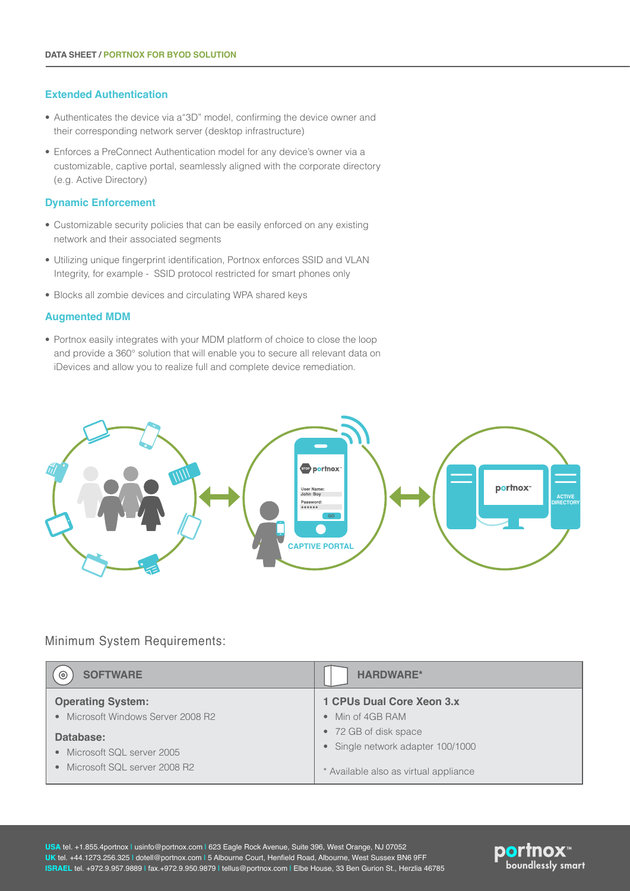## Extended Authentication

- Authenticates the device via a"3D" model, confirming the device owner and their corresponding network server (desktop infrastructure)
- Enforces a PreConnect Authentication model for any device's owner via a customizable, captive portal, seamlessly aligned with the corporate directory (e.g. Active Directory)

## Dynamic Enforcement

- Customizable security policies that can be easily enforced on any existing network and their associated segments
- Utilizing unique fingerprint identification, Portnox enforces SSID and VLAN Integrity, for example - SSID protocol restricted for smart phones only
- Blocks all zombie devices and circulating WPA shared keys

## Augmented MDM

- Portnox easily integrates with your MDM platform of choice to close the loop and provide a 360° solution that will enable you to secure all relevant data on iDevices and allow you to realize full and complete device remediation.

portnox
User Name: John Boy
Password: ••••••
GO
CAPTIVE PORTAL

portnox
ACTIVE DIRECTORY

Minimum System Requirements:

| SOFTWARE | HARDWARE* |
|---|---|
| **Operating System:**<br>• Microsoft Windows Server 2008 R2<br>**Database:**<br>• Microsoft SQL server 2005<br>• Microsoft SQL server 2008 R2 | **1 CPUs Dual Core Xeon 3.x**<br>• Min of 4GB RAM<br>• 72 GB of disk space<br>• Single network adapter 100/1000<br><br>* Available also as virtual appliance |

**USA** tel. +1.855.4portnox | usinfo@portnox.com | 623 Eagle Rock Avenue, Suite 396, West Orange, NJ 07052
**UK** tel. +44.1273.256.325 | dotell@portnox.com | 5 Albourne Court, Henfield Road, Albourne, West Sussex BN6 9FF
**ISRAEL** tel. +972.9.957.9889 | fax.+972.9.950.9879 | tellus@portnox.com | Elbe House, 33 Ben Gurion St., Herzlia 46785

portnox™ boundlessly smart